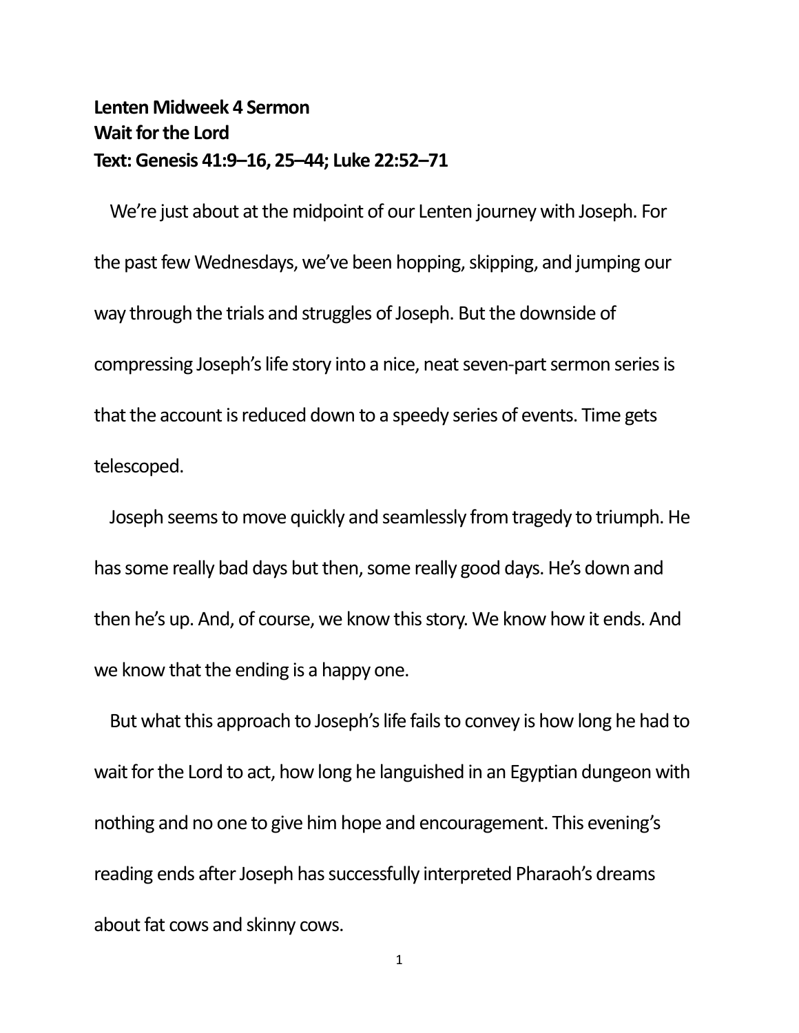**Lenten Midweek 4 Sermon**
**Wait for the Lord**
**Text: Genesis 41:9–16, 25–44; Luke 22:52–71**

We're just about at the midpoint of our Lenten journey with Joseph. For the past few Wednesdays, we've been hopping, skipping, and jumping our way through the trials and struggles of Joseph. But the downside of compressing Joseph's life story into a nice, neat seven-part sermon series is that the account is reduced down to a speedy series of events. Time gets telescoped.

Joseph seems to move quickly and seamlessly from tragedy to triumph. He has some really bad days but then, some really good days. He's down and then he's up. And, of course, we know this story. We know how it ends. And we know that the ending is a happy one.

But what this approach to Joseph's life fails to convey is how long he had to wait for the Lord to act, how long he languished in an Egyptian dungeon with nothing and no one to give him hope and encouragement. This evening's reading ends after Joseph has successfully interpreted Pharaoh's dreams about fat cows and skinny cows.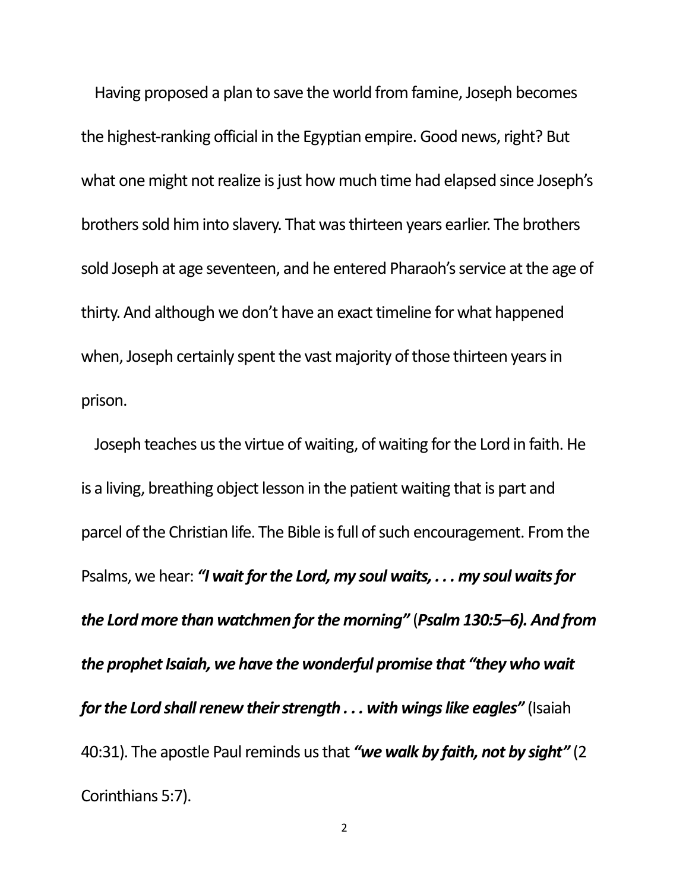Having proposed a plan to save the world from famine, Joseph becomes the highest-ranking official in the Egyptian empire. Good news, right? But what one might not realize is just how much time had elapsed since Joseph's brothers sold him into slavery. That was thirteen years earlier. The brothers sold Joseph at age seventeen, and he entered Pharaoh's service at the age of thirty. And although we don't have an exact timeline for what happened when, Joseph certainly spent the vast majority of those thirteen years in prison.

Joseph teaches us the virtue of waiting, of waiting for the Lord in faith. He is a living, breathing object lesson in the patient waiting that is part and parcel of the Christian life. The Bible is full of such encouragement. From the Psalms, we hear: ***"I wait for the Lord, my soul waits, . . . my soul waits for the Lord more than watchmen for the morning"*** (***Psalm 130:5–6). And from the prophet Isaiah, we have the wonderful promise that "they who wait for the Lord shall renew their strength . . . with wings like eagles"*** (Isaiah 40:31). The apostle Paul reminds us that ***"we walk by faith, not by sight"*** (2 Corinthians 5:7).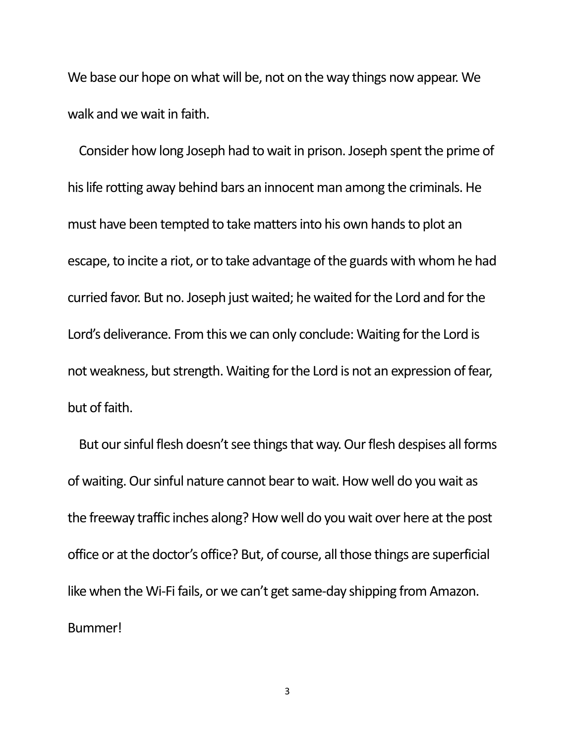We base our hope on what will be, not on the way things now appear. We walk and we wait in faith.

Consider how long Joseph had to wait in prison. Joseph spent the prime of his life rotting away behind bars an innocent man among the criminals. He must have been tempted to take matters into his own hands to plot an escape, to incite a riot, or to take advantage of the guards with whom he had curried favor. But no. Joseph just waited; he waited for the Lord and for the Lord's deliverance. From this we can only conclude: Waiting for the Lord is not weakness, but strength. Waiting for the Lord is not an expression of fear, but of faith.

But our sinful flesh doesn't see things that way. Our flesh despises all forms of waiting. Our sinful nature cannot bear to wait. How well do you wait as the freeway traffic inches along? How well do you wait over here at the post office or at the doctor's office? But, of course, all those things are superficial like when the Wi-Fi fails, or we can't get same-day shipping from Amazon. Bummer!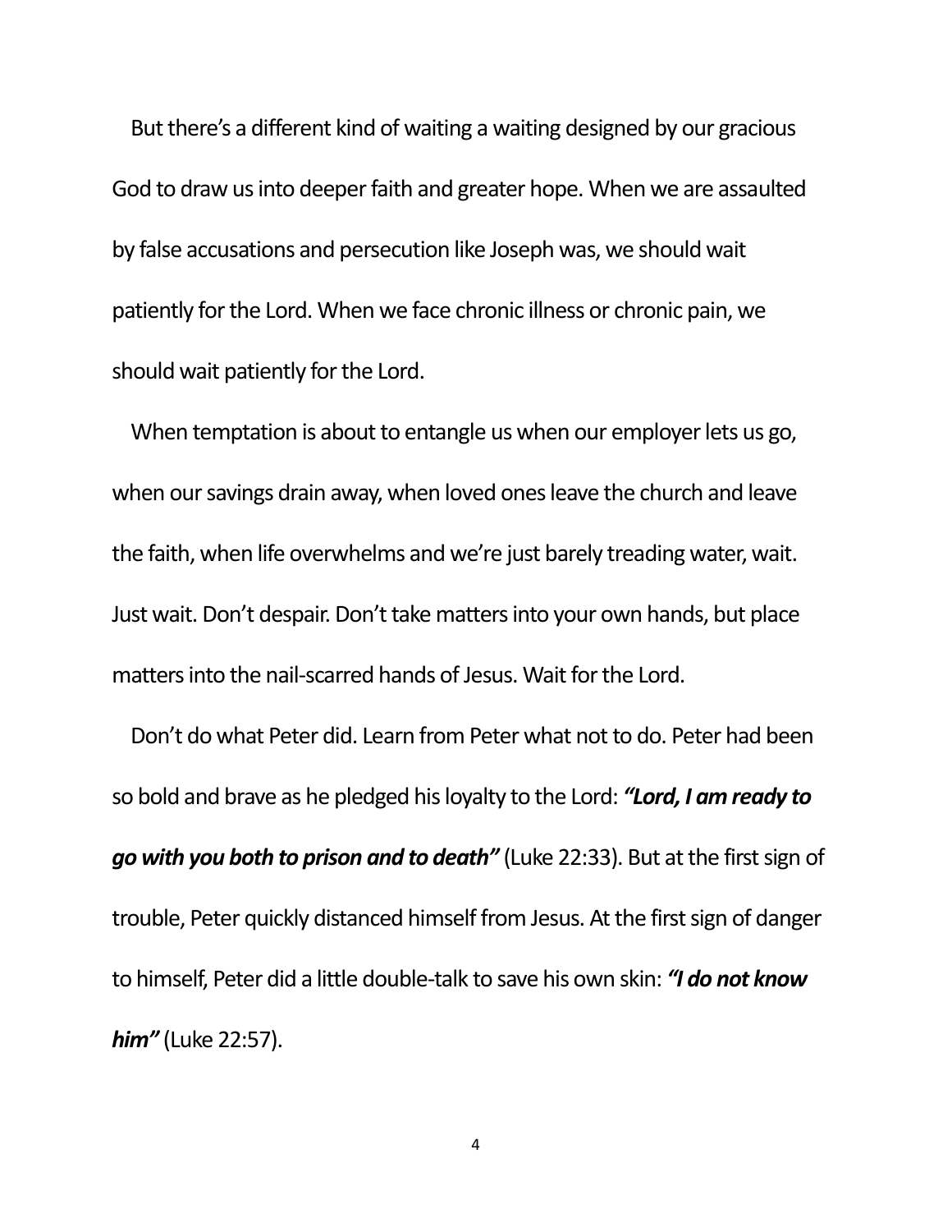But there's a different kind of waiting a waiting designed by our gracious God to draw us into deeper faith and greater hope. When we are assaulted by false accusations and persecution like Joseph was, we should wait patiently for the Lord. When we face chronic illness or chronic pain, we should wait patiently for the Lord.

When temptation is about to entangle us when our employer lets us go, when our savings drain away, when loved ones leave the church and leave the faith, when life overwhelms and we're just barely treading water, wait. Just wait. Don't despair. Don't take matters into your own hands, but place matters into the nail-scarred hands of Jesus. Wait for the Lord.

Don't do what Peter did. Learn from Peter what not to do. Peter had been so bold and brave as he pledged his loyalty to the Lord: ***"Lord, I am ready to go with you both to prison and to death"*** (Luke 22:33). But at the first sign of trouble, Peter quickly distanced himself from Jesus. At the first sign of danger to himself, Peter did a little double-talk to save his own skin: ***"I do not know him"*** (Luke 22:57).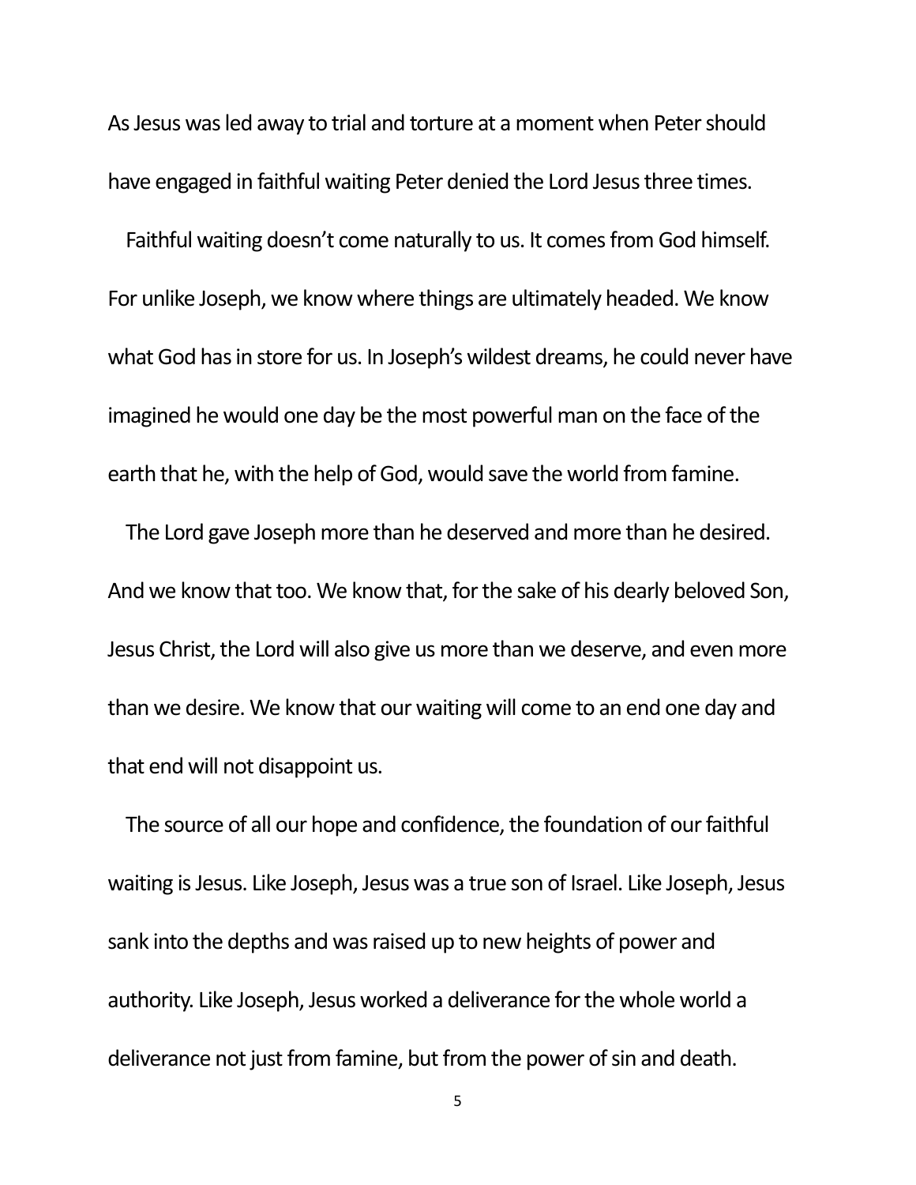As Jesus was led away to trial and torture at a moment when Peter should have engaged in faithful waiting Peter denied the Lord Jesus three times.

Faithful waiting doesn't come naturally to us. It comes from God himself. For unlike Joseph, we know where things are ultimately headed. We know what God has in store for us. In Joseph's wildest dreams, he could never have imagined he would one day be the most powerful man on the face of the earth that he, with the help of God, would save the world from famine.

The Lord gave Joseph more than he deserved and more than he desired. And we know that too. We know that, for the sake of his dearly beloved Son, Jesus Christ, the Lord will also give us more than we deserve, and even more than we desire. We know that our waiting will come to an end one day and that end will not disappoint us.

The source of all our hope and confidence, the foundation of our faithful waiting is Jesus. Like Joseph, Jesus was a true son of Israel. Like Joseph, Jesus sank into the depths and was raised up to new heights of power and authority. Like Joseph, Jesus worked a deliverance for the whole world a deliverance not just from famine, but from the power of sin and death.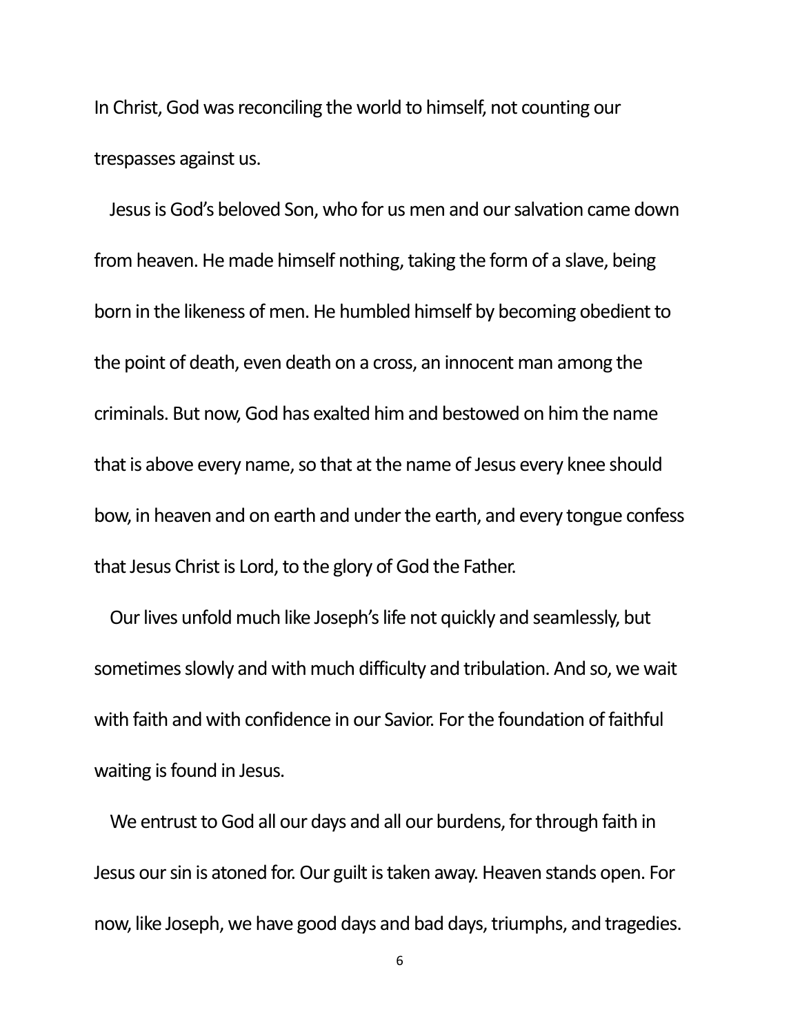In Christ, God was reconciling the world to himself, not counting our trespasses against us.

Jesus is God's beloved Son, who for us men and our salvation came down from heaven. He made himself nothing, taking the form of a slave, being born in the likeness of men. He humbled himself by becoming obedient to the point of death, even death on a cross, an innocent man among the criminals. But now, God has exalted him and bestowed on him the name that is above every name, so that at the name of Jesus every knee should bow, in heaven and on earth and under the earth, and every tongue confess that Jesus Christ is Lord, to the glory of God the Father.

Our lives unfold much like Joseph's life not quickly and seamlessly, but sometimes slowly and with much difficulty and tribulation. And so, we wait with faith and with confidence in our Savior. For the foundation of faithful waiting is found in Jesus.

We entrust to God all our days and all our burdens, for through faith in Jesus our sin is atoned for. Our guilt is taken away. Heaven stands open. For now, like Joseph, we have good days and bad days, triumphs, and tragedies.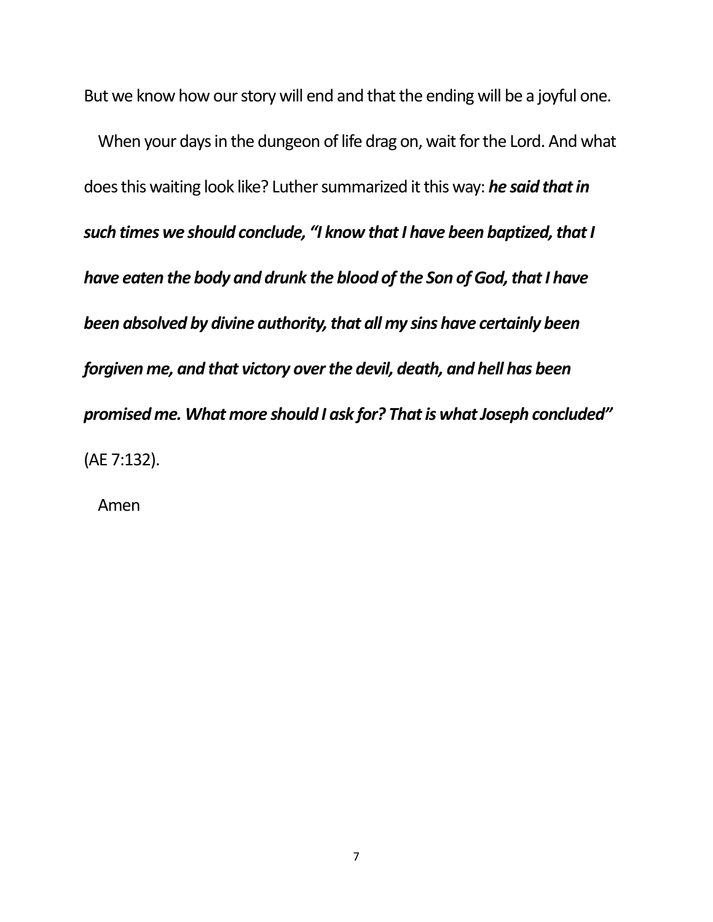But we know how our story will end and that the ending will be a joyful one.

When your days in the dungeon of life drag on, wait for the Lord. And what does this waiting look like? Luther summarized it this way: ***he said that in such times we should conclude, "I know that I have been baptized, that I have eaten the body and drunk the blood of the Son of God, that I have been absolved by divine authority, that all my sins have certainly been forgiven me, and that victory over the devil, death, and hell has been promised me. What more should I ask for? That is what Joseph concluded"*** (AE 7:132).

Amen